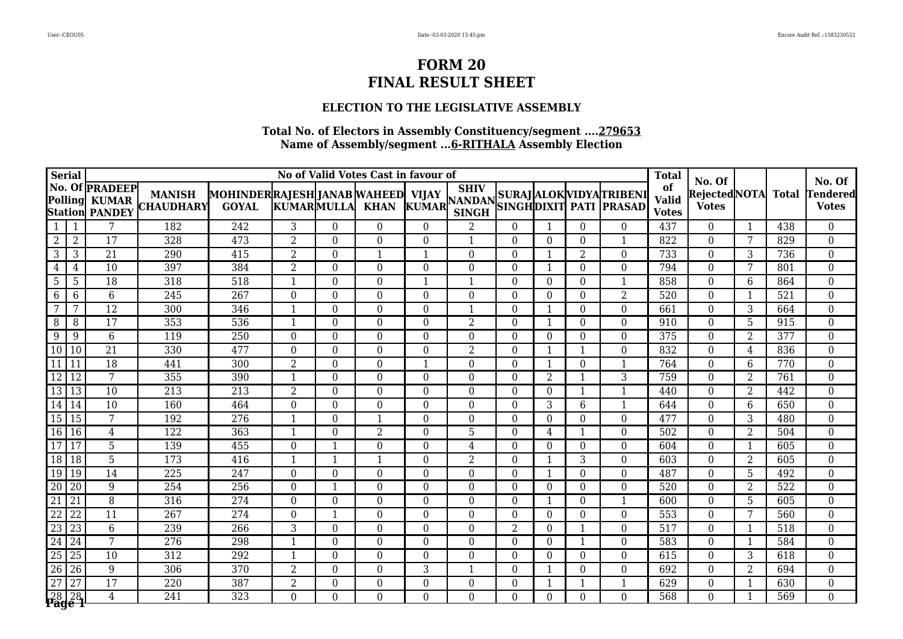# FORM 20
# FINAL RESULT SHEET

### ELECTION TO THE LEGISLATIVE ASSEMBLY

**Total No. of Electors in Assembly Constituency/segment ....279653**
**Name of Assembly/segment ...6-RITHALA Assembly Election**

| Serial | No. Of Polling Station | PRADEEP KUMAR PANDEY | MANISH CHAUDHARY | MOHINDER GOYAL | RAJESH KUMAR | JANAB MULLA | WAHEED KHAN | VIJAY KUMAR | SHIV NANDAN SINGH | SURAJ SINGH | ALOK DIXIT | VIDYA PATI | TRIBENI PRASAD | Total of Valid Votes | No. Of Rejected Votes | NOTA | Total | No. Of Tendered Votes |
|---|---|---|---|---|---|---|---|---|---|---|---|---|---|---|---|---|---|---|
| | | No of Valid Votes Cast in favour of | | | | | | | | | | | | | | | | |
| 1 | 1 | 7 | 182 | 242 | 3 | 0 | 0 | 0 | 2 | 0 | 1 | 0 | 0 | 437 | 0 | 1 | 438 | 0 |
| 2 | 2 | 17 | 328 | 473 | 2 | 0 | 0 | 0 | 1 | 0 | 0 | 0 | 1 | 822 | 0 | 7 | 829 | 0 |
| 3 | 3 | 21 | 290 | 415 | 2 | 0 | 1 | 1 | 0 | 0 | 1 | 2 | 0 | 733 | 0 | 3 | 736 | 0 |
| 4 | 4 | 10 | 397 | 384 | 2 | 0 | 0 | 0 | 0 | 0 | 1 | 0 | 0 | 794 | 0 | 7 | 801 | 0 |
| 5 | 5 | 18 | 318 | 518 | 1 | 0 | 0 | 1 | 1 | 0 | 0 | 0 | 1 | 858 | 0 | 6 | 864 | 0 |
| 6 | 6 | 6 | 245 | 267 | 0 | 0 | 0 | 0 | 0 | 0 | 0 | 0 | 2 | 520 | 0 | 1 | 521 | 0 |
| 7 | 7 | 12 | 300 | 346 | 1 | 0 | 0 | 0 | 1 | 0 | 1 | 0 | 0 | 661 | 0 | 3 | 664 | 0 |
| 8 | 8 | 17 | 353 | 536 | 1 | 0 | 0 | 0 | 2 | 0 | 1 | 0 | 0 | 910 | 0 | 5 | 915 | 0 |
| 9 | 9 | 6 | 119 | 250 | 0 | 0 | 0 | 0 | 0 | 0 | 0 | 0 | 0 | 375 | 0 | 2 | 377 | 0 |
| 10 | 10 | 21 | 330 | 477 | 0 | 0 | 0 | 0 | 2 | 0 | 1 | 1 | 0 | 832 | 0 | 4 | 836 | 0 |
| 11 | 11 | 18 | 441 | 300 | 2 | 0 | 0 | 1 | 0 | 0 | 1 | 0 | 1 | 764 | 0 | 6 | 770 | 0 |
| 12 | 12 | 7 | 355 | 390 | 1 | 0 | 0 | 0 | 0 | 0 | 2 | 1 | 3 | 759 | 0 | 2 | 761 | 0 |
| 13 | 13 | 10 | 213 | 213 | 2 | 0 | 0 | 0 | 0 | 0 | 0 | 1 | 1 | 440 | 0 | 2 | 442 | 0 |
| 14 | 14 | 10 | 160 | 464 | 0 | 0 | 0 | 0 | 0 | 0 | 3 | 6 | 1 | 644 | 0 | 6 | 650 | 0 |
| 15 | 15 | 7 | 192 | 276 | 1 | 0 | 1 | 0 | 0 | 0 | 0 | 0 | 0 | 477 | 0 | 3 | 480 | 0 |
| 16 | 16 | 4 | 122 | 363 | 1 | 0 | 2 | 0 | 5 | 0 | 4 | 1 | 0 | 502 | 0 | 2 | 504 | 0 |
| 17 | 17 | 5 | 139 | 455 | 0 | 1 | 0 | 0 | 4 | 0 | 0 | 0 | 0 | 604 | 0 | 1 | 605 | 0 |
| 18 | 18 | 5 | 173 | 416 | 1 | 1 | 1 | 0 | 2 | 0 | 1 | 3 | 0 | 603 | 0 | 2 | 605 | 0 |
| 19 | 19 | 14 | 225 | 247 | 0 | 0 | 0 | 0 | 0 | 0 | 1 | 0 | 0 | 487 | 0 | 5 | 492 | 0 |
| 20 | 20 | 9 | 254 | 256 | 0 | 1 | 0 | 0 | 0 | 0 | 0 | 0 | 0 | 520 | 0 | 2 | 522 | 0 |
| 21 | 21 | 8 | 316 | 274 | 0 | 0 | 0 | 0 | 0 | 0 | 1 | 0 | 1 | 600 | 0 | 5 | 605 | 0 |
| 22 | 22 | 11 | 267 | 274 | 0 | 1 | 0 | 0 | 0 | 0 | 0 | 0 | 0 | 553 | 0 | 7 | 560 | 0 |
| 23 | 23 | 6 | 239 | 266 | 3 | 0 | 0 | 0 | 0 | 2 | 0 | 1 | 0 | 517 | 0 | 1 | 518 | 0 |
| 24 | 24 | 7 | 276 | 298 | 1 | 0 | 0 | 0 | 0 | 0 | 0 | 1 | 0 | 583 | 0 | 1 | 584 | 0 |
| 25 | 25 | 10 | 312 | 292 | 1 | 0 | 0 | 0 | 0 | 0 | 0 | 0 | 0 | 615 | 0 | 3 | 618 | 0 |
| 26 | 26 | 9 | 306 | 370 | 2 | 0 | 0 | 3 | 1 | 0 | 1 | 0 | 0 | 692 | 0 | 2 | 694 | 0 |
| 27 | 27 | 17 | 220 | 387 | 2 | 0 | 0 | 0 | 0 | 0 | 1 | 1 | 1 | 629 | 0 | 1 | 630 | 0 |
| 28 | 28 | 4 | 241 | 323 | 0 | 0 | 0 | 0 | 0 | 0 | 0 | 0 | 0 | 568 | 0 | 1 | 569 | 0 |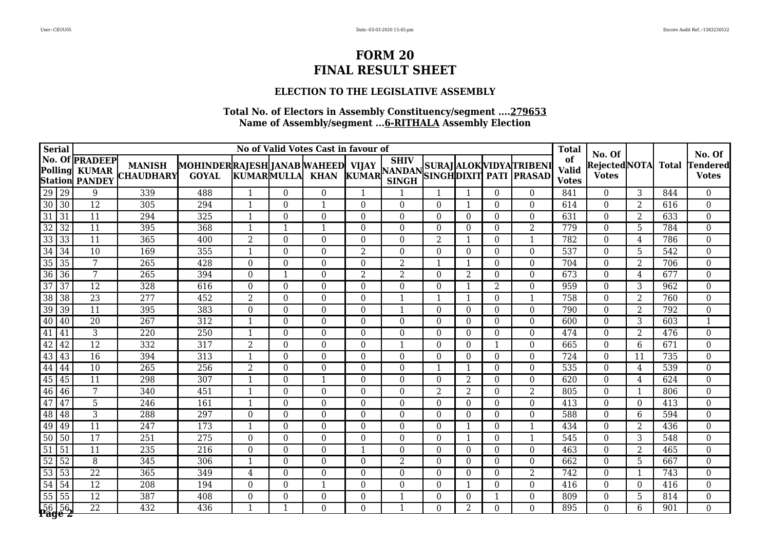# FORM 20
# FINAL RESULT SHEET

### ELECTION TO THE LEGISLATIVE ASSEMBLY

**Total No. of Electors in Assembly Constituency/segment ....279653**
**Name of Assembly/segment ...6-RITHALA Assembly Election**

| Serial No. Of Polling Station | | No of Valid Votes Cast in favour of | | | | | | | | | | | | Total of Valid Votes | No. Of Rejected Votes | NOTA | Total | No. Of Tendered Votes |
|---|---|---|---|---|---|---|---|---|---|---|---|---|---|---|---|---|---|---|
| | | PRADEEP KUMAR PANDEY | MANISH CHAUDHARY | MOHINDER GOYAL | RAJESH KUMAR | JANAB MULLA | WAHEED KHAN | VIJAY KUMAR | SHIV NANDAN SINGH | SURAJ SINGH | ALOK DIXIT | VIDYA PATI | TRIBENI PRASAD | | | | | |
| 29 | 29 | 9 | 339 | 488 | 1 | 0 | 0 | 1 | 1 | 1 | 1 | 0 | 0 | 841 | 0 | 3 | 844 | 0 |
| 30 | 30 | 12 | 305 | 294 | 1 | 0 | 1 | 0 | 0 | 0 | 1 | 0 | 0 | 614 | 0 | 2 | 616 | 0 |
| 31 | 31 | 11 | 294 | 325 | 1 | 0 | 0 | 0 | 0 | 0 | 0 | 0 | 0 | 631 | 0 | 2 | 633 | 0 |
| 32 | 32 | 11 | 395 | 368 | 1 | 1 | 1 | 0 | 0 | 0 | 0 | 0 | 2 | 779 | 0 | 5 | 784 | 0 |
| 33 | 33 | 11 | 365 | 400 | 2 | 0 | 0 | 0 | 0 | 2 | 1 | 0 | 1 | 782 | 0 | 4 | 786 | 0 |
| 34 | 34 | 10 | 169 | 355 | 1 | 0 | 0 | 2 | 0 | 0 | 0 | 0 | 0 | 537 | 0 | 5 | 542 | 0 |
| 35 | 35 | 7 | 265 | 428 | 0 | 0 | 0 | 0 | 2 | 1 | 1 | 0 | 0 | 704 | 0 | 2 | 706 | 0 |
| 36 | 36 | 7 | 265 | 394 | 0 | 1 | 0 | 2 | 2 | 0 | 2 | 0 | 0 | 673 | 0 | 4 | 677 | 0 |
| 37 | 37 | 12 | 328 | 616 | 0 | 0 | 0 | 0 | 0 | 0 | 1 | 2 | 0 | 959 | 0 | 3 | 962 | 0 |
| 38 | 38 | 23 | 277 | 452 | 2 | 0 | 0 | 0 | 1 | 1 | 1 | 0 | 1 | 758 | 0 | 2 | 760 | 0 |
| 39 | 39 | 11 | 395 | 383 | 0 | 0 | 0 | 0 | 1 | 0 | 0 | 0 | 0 | 790 | 0 | 2 | 792 | 0 |
| 40 | 40 | 20 | 267 | 312 | 1 | 0 | 0 | 0 | 0 | 0 | 0 | 0 | 0 | 600 | 0 | 3 | 603 | 1 |
| 41 | 41 | 3 | 220 | 250 | 1 | 0 | 0 | 0 | 0 | 0 | 0 | 0 | 0 | 474 | 0 | 2 | 476 | 0 |
| 42 | 42 | 12 | 332 | 317 | 2 | 0 | 0 | 0 | 1 | 0 | 0 | 1 | 0 | 665 | 0 | 6 | 671 | 0 |
| 43 | 43 | 16 | 394 | 313 | 1 | 0 | 0 | 0 | 0 | 0 | 0 | 0 | 0 | 724 | 0 | 11 | 735 | 0 |
| 44 | 44 | 10 | 265 | 256 | 2 | 0 | 0 | 0 | 0 | 1 | 1 | 0 | 0 | 535 | 0 | 4 | 539 | 0 |
| 45 | 45 | 11 | 298 | 307 | 1 | 0 | 1 | 0 | 0 | 0 | 2 | 0 | 0 | 620 | 0 | 4 | 624 | 0 |
| 46 | 46 | 7 | 340 | 451 | 1 | 0 | 0 | 0 | 0 | 2 | 2 | 0 | 2 | 805 | 0 | 1 | 806 | 0 |
| 47 | 47 | 5 | 246 | 161 | 1 | 0 | 0 | 0 | 0 | 0 | 0 | 0 | 0 | 413 | 0 | 0 | 413 | 0 |
| 48 | 48 | 3 | 288 | 297 | 0 | 0 | 0 | 0 | 0 | 0 | 0 | 0 | 0 | 588 | 0 | 6 | 594 | 0 |
| 49 | 49 | 11 | 247 | 173 | 1 | 0 | 0 | 0 | 0 | 0 | 1 | 0 | 1 | 434 | 0 | 2 | 436 | 0 |
| 50 | 50 | 17 | 251 | 275 | 0 | 0 | 0 | 0 | 0 | 0 | 1 | 0 | 1 | 545 | 0 | 3 | 548 | 0 |
| 51 | 51 | 11 | 235 | 216 | 0 | 0 | 0 | 1 | 0 | 0 | 0 | 0 | 0 | 463 | 0 | 2 | 465 | 0 |
| 52 | 52 | 8 | 345 | 306 | 1 | 0 | 0 | 0 | 2 | 0 | 0 | 0 | 0 | 662 | 0 | 5 | 667 | 0 |
| 53 | 53 | 22 | 365 | 349 | 4 | 0 | 0 | 0 | 0 | 0 | 0 | 0 | 2 | 742 | 0 | 1 | 743 | 0 |
| 54 | 54 | 12 | 208 | 194 | 0 | 0 | 1 | 0 | 0 | 0 | 1 | 0 | 0 | 416 | 0 | 0 | 416 | 0 |
| 55 | 55 | 12 | 387 | 408 | 0 | 0 | 0 | 0 | 1 | 0 | 0 | 1 | 0 | 809 | 0 | 5 | 814 | 0 |
| 56 | 56 | 22 | 432 | 436 | 1 | 1 | 0 | 0 | 1 | 0 | 2 | 0 | 0 | 895 | 0 | 6 | 901 | 0 |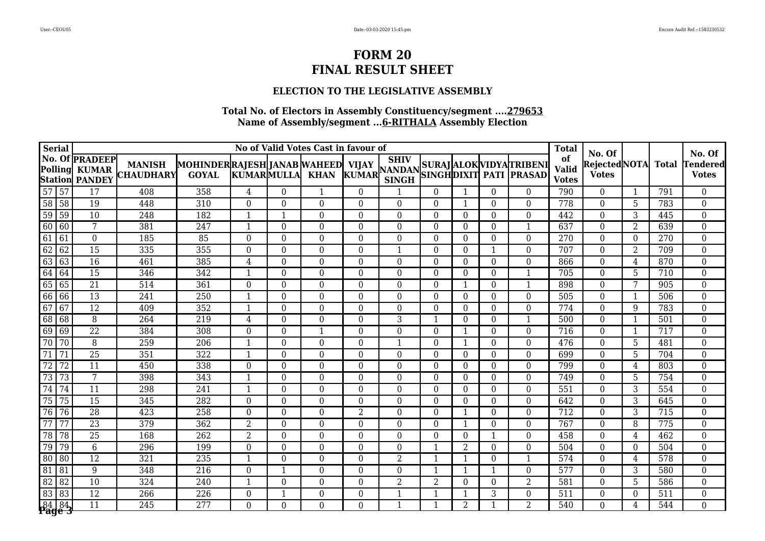# FORM 20
# FINAL RESULT SHEET

### ELECTION TO THE LEGISLATIVE ASSEMBLY

**Total No. of Electors in Assembly Constituency/segment ....279653**
**Name of Assembly/segment ...6-RITHALA Assembly Election**

| Serial No. Of Polling Station | | No of Valid Votes Cast in favour of | | | | | | | | | | | | Total of Valid Votes | No. Of Rejected Votes | NOTA | Total | No. Of Tendered Votes |
|---|---|---|---|---|---|---|---|---|---|---|---|---|---|---|---|---|---|---|
| | | PRADEEP KUMAR PANDEY | MANISH CHAUDHARY | MOHINDER GOYAL | RAJESH KUMAR | JANAB MULLA | WAHEED KHAN | VIJAY KUMAR | SHIV NANDAN SINGH | SURAJ SINGH | ALOK DIXIT | VIDYA PATI | TRIBENI PRASAD | | | | | |
| 57 | 57 | 17 | 408 | 358 | 4 | 0 | 1 | 0 | 1 | 0 | 1 | 0 | 0 | 790 | 0 | 1 | 791 | 0 |
| 58 | 58 | 19 | 448 | 310 | 0 | 0 | 0 | 0 | 0 | 0 | 1 | 0 | 0 | 778 | 0 | 5 | 783 | 0 |
| 59 | 59 | 10 | 248 | 182 | 1 | 1 | 0 | 0 | 0 | 0 | 0 | 0 | 0 | 442 | 0 | 3 | 445 | 0 |
| 60 | 60 | 7 | 381 | 247 | 1 | 0 | 0 | 0 | 0 | 0 | 0 | 0 | 1 | 637 | 0 | 2 | 639 | 0 |
| 61 | 61 | 0 | 185 | 85 | 0 | 0 | 0 | 0 | 0 | 0 | 0 | 0 | 0 | 270 | 0 | 0 | 270 | 0 |
| 62 | 62 | 15 | 335 | 355 | 0 | 0 | 0 | 0 | 1 | 0 | 0 | 1 | 0 | 707 | 0 | 2 | 709 | 0 |
| 63 | 63 | 16 | 461 | 385 | 4 | 0 | 0 | 0 | 0 | 0 | 0 | 0 | 0 | 866 | 0 | 4 | 870 | 0 |
| 64 | 64 | 15 | 346 | 342 | 1 | 0 | 0 | 0 | 0 | 0 | 0 | 0 | 1 | 705 | 0 | 5 | 710 | 0 |
| 65 | 65 | 21 | 514 | 361 | 0 | 0 | 0 | 0 | 0 | 0 | 1 | 0 | 1 | 898 | 0 | 7 | 905 | 0 |
| 66 | 66 | 13 | 241 | 250 | 1 | 0 | 0 | 0 | 0 | 0 | 0 | 0 | 0 | 505 | 0 | 1 | 506 | 0 |
| 67 | 67 | 12 | 409 | 352 | 1 | 0 | 0 | 0 | 0 | 0 | 0 | 0 | 0 | 774 | 0 | 9 | 783 | 0 |
| 68 | 68 | 8 | 264 | 219 | 4 | 0 | 0 | 0 | 3 | 1 | 0 | 0 | 1 | 500 | 0 | 1 | 501 | 0 |
| 69 | 69 | 22 | 384 | 308 | 0 | 0 | 1 | 0 | 0 | 0 | 1 | 0 | 0 | 716 | 0 | 1 | 717 | 0 |
| 70 | 70 | 8 | 259 | 206 | 1 | 0 | 0 | 0 | 1 | 0 | 1 | 0 | 0 | 476 | 0 | 5 | 481 | 0 |
| 71 | 71 | 25 | 351 | 322 | 1 | 0 | 0 | 0 | 0 | 0 | 0 | 0 | 0 | 699 | 0 | 5 | 704 | 0 |
| 72 | 72 | 11 | 450 | 338 | 0 | 0 | 0 | 0 | 0 | 0 | 0 | 0 | 0 | 799 | 0 | 4 | 803 | 0 |
| 73 | 73 | 7 | 398 | 343 | 1 | 0 | 0 | 0 | 0 | 0 | 0 | 0 | 0 | 749 | 0 | 5 | 754 | 0 |
| 74 | 74 | 11 | 298 | 241 | 1 | 0 | 0 | 0 | 0 | 0 | 0 | 0 | 0 | 551 | 0 | 3 | 554 | 0 |
| 75 | 75 | 15 | 345 | 282 | 0 | 0 | 0 | 0 | 0 | 0 | 0 | 0 | 0 | 642 | 0 | 3 | 645 | 0 |
| 76 | 76 | 28 | 423 | 258 | 0 | 0 | 0 | 2 | 0 | 0 | 1 | 0 | 0 | 712 | 0 | 3 | 715 | 0 |
| 77 | 77 | 23 | 379 | 362 | 2 | 0 | 0 | 0 | 0 | 0 | 1 | 0 | 0 | 767 | 0 | 8 | 775 | 0 |
| 78 | 78 | 25 | 168 | 262 | 2 | 0 | 0 | 0 | 0 | 0 | 0 | 1 | 0 | 458 | 0 | 4 | 462 | 0 |
| 79 | 79 | 6 | 296 | 199 | 0 | 0 | 0 | 0 | 0 | 1 | 2 | 0 | 0 | 504 | 0 | 0 | 504 | 0 |
| 80 | 80 | 12 | 321 | 235 | 1 | 0 | 0 | 0 | 2 | 1 | 1 | 0 | 1 | 574 | 0 | 4 | 578 | 0 |
| 81 | 81 | 9 | 348 | 216 | 0 | 1 | 0 | 0 | 0 | 1 | 1 | 1 | 0 | 577 | 0 | 3 | 580 | 0 |
| 82 | 82 | 10 | 324 | 240 | 1 | 0 | 0 | 0 | 2 | 2 | 0 | 0 | 2 | 581 | 0 | 5 | 586 | 0 |
| 83 | 83 | 12 | 266 | 226 | 0 | 1 | 0 | 0 | 1 | 1 | 1 | 3 | 0 | 511 | 0 | 0 | 511 | 0 |
| 84 | 84 | 11 | 245 | 277 | 0 | 0 | 0 | 0 | 1 | 1 | 2 | 1 | 2 | 540 | 0 | 4 | 544 | 0 |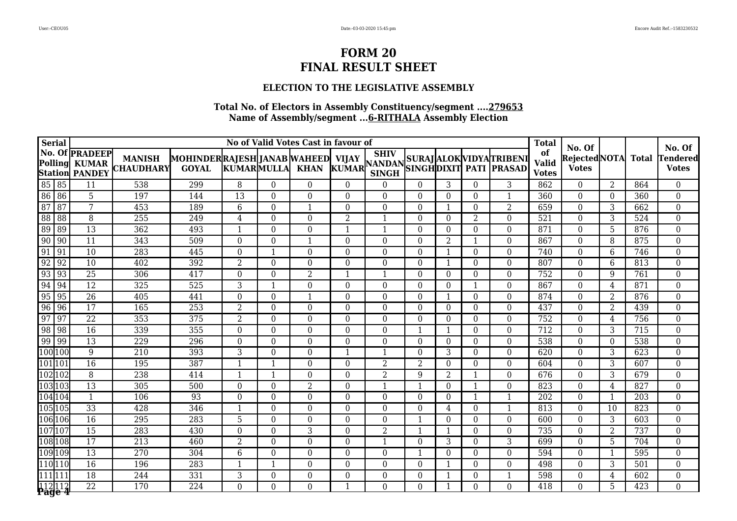# FORM 20
# FINAL RESULT SHEET

### ELECTION TO THE LEGISLATIVE ASSEMBLY

**Total No. of Electors in Assembly Constituency/segment ....279653**
**Name of Assembly/segment ...6-RITHALA Assembly Election**

| Serial | No. Of Polling Station | No of Valid Votes Cast in favour of | | | | | | | | | | | | Total of Valid Votes | No. Of Rejected Votes | NOTA | Total | No. Of Tendered Votes |
|---|---|---|---|---|---|---|---|---|---|---|---|---|---|---|---|---|---|---|
| | | PRADEEP KUMAR PANDEY | MANISH CHAUDHARY | MOHINDER GOYAL | RAJESH KUMAR | JANAB MULLA | WAHEED KHAN | VIJAY KUMAR | SHIV NANDAN SINGH | SURAJ SINGH | ALOK DIXIT | VIDYA PATI | TRIBENI PRASAD | | | | | |
| 85 | 85 | 11 | 538 | 299 | 8 | 0 | 0 | 0 | 0 | 0 | 3 | 0 | 3 | 862 | 0 | 2 | 864 | 0 |
| 86 | 86 | 5 | 197 | 144 | 13 | 0 | 0 | 0 | 0 | 0 | 0 | 0 | 1 | 360 | 0 | 0 | 360 | 0 |
| 87 | 87 | 7 | 453 | 189 | 6 | 0 | 1 | 0 | 0 | 0 | 1 | 0 | 2 | 659 | 0 | 3 | 662 | 0 |
| 88 | 88 | 8 | 255 | 249 | 4 | 0 | 0 | 2 | 1 | 0 | 0 | 2 | 0 | 521 | 0 | 3 | 524 | 0 |
| 89 | 89 | 13 | 362 | 493 | 1 | 0 | 0 | 1 | 1 | 0 | 0 | 0 | 0 | 871 | 0 | 5 | 876 | 0 |
| 90 | 90 | 11 | 343 | 509 | 0 | 0 | 1 | 0 | 0 | 0 | 2 | 1 | 0 | 867 | 0 | 8 | 875 | 0 |
| 91 | 91 | 10 | 283 | 445 | 0 | 1 | 0 | 0 | 0 | 0 | 1 | 0 | 0 | 740 | 0 | 6 | 746 | 0 |
| 92 | 92 | 10 | 402 | 392 | 2 | 0 | 0 | 0 | 0 | 0 | 1 | 0 | 0 | 807 | 0 | 6 | 813 | 0 |
| 93 | 93 | 25 | 306 | 417 | 0 | 0 | 2 | 1 | 1 | 0 | 0 | 0 | 0 | 752 | 0 | 9 | 761 | 0 |
| 94 | 94 | 12 | 325 | 525 | 3 | 1 | 0 | 0 | 0 | 0 | 0 | 1 | 0 | 867 | 0 | 4 | 871 | 0 |
| 95 | 95 | 26 | 405 | 441 | 0 | 0 | 1 | 0 | 0 | 0 | 1 | 0 | 0 | 874 | 0 | 2 | 876 | 0 |
| 96 | 96 | 17 | 165 | 253 | 2 | 0 | 0 | 0 | 0 | 0 | 0 | 0 | 0 | 437 | 0 | 2 | 439 | 0 |
| 97 | 97 | 22 | 353 | 375 | 2 | 0 | 0 | 0 | 0 | 0 | 0 | 0 | 0 | 752 | 0 | 4 | 756 | 0 |
| 98 | 98 | 16 | 339 | 355 | 0 | 0 | 0 | 0 | 0 | 1 | 1 | 0 | 0 | 712 | 0 | 3 | 715 | 0 |
| 99 | 99 | 13 | 229 | 296 | 0 | 0 | 0 | 0 | 0 | 0 | 0 | 0 | 0 | 538 | 0 | 0 | 538 | 0 |
| 100 | 100 | 9 | 210 | 393 | 3 | 0 | 0 | 1 | 1 | 0 | 3 | 0 | 0 | 620 | 0 | 3 | 623 | 0 |
| 101 | 101 | 16 | 195 | 387 | 1 | 1 | 0 | 0 | 2 | 2 | 0 | 0 | 0 | 604 | 0 | 3 | 607 | 0 |
| 102 | 102 | 8 | 238 | 414 | 1 | 1 | 0 | 0 | 2 | 9 | 2 | 1 | 0 | 676 | 0 | 3 | 679 | 0 |
| 103 | 103 | 13 | 305 | 500 | 0 | 0 | 2 | 0 | 1 | 1 | 0 | 1 | 0 | 823 | 0 | 4 | 827 | 0 |
| 104 | 104 | 1 | 106 | 93 | 0 | 0 | 0 | 0 | 0 | 0 | 0 | 1 | 1 | 202 | 0 | 1 | 203 | 0 |
| 105 | 105 | 33 | 428 | 346 | 1 | 0 | 0 | 0 | 0 | 0 | 4 | 0 | 1 | 813 | 0 | 10 | 823 | 0 |
| 106 | 106 | 16 | 295 | 283 | 5 | 0 | 0 | 0 | 0 | 1 | 0 | 0 | 0 | 600 | 0 | 3 | 603 | 0 |
| 107 | 107 | 15 | 283 | 430 | 0 | 0 | 3 | 0 | 2 | 1 | 1 | 0 | 0 | 735 | 0 | 2 | 737 | 0 |
| 108 | 108 | 17 | 213 | 460 | 2 | 0 | 0 | 0 | 1 | 0 | 3 | 0 | 3 | 699 | 0 | 5 | 704 | 0 |
| 109 | 109 | 13 | 270 | 304 | 6 | 0 | 0 | 0 | 0 | 1 | 0 | 0 | 0 | 594 | 0 | 1 | 595 | 0 |
| 110 | 110 | 16 | 196 | 283 | 1 | 1 | 0 | 0 | 0 | 0 | 1 | 0 | 0 | 498 | 0 | 3 | 501 | 0 |
| 111 | 111 | 18 | 244 | 331 | 3 | 0 | 0 | 0 | 0 | 0 | 1 | 0 | 1 | 598 | 0 | 4 | 602 | 0 |
| 112 | 112 | 22 | 170 | 224 | 0 | 0 | 0 | 1 | 0 | 0 | 1 | 0 | 0 | 418 | 0 | 5 | 423 | 0 |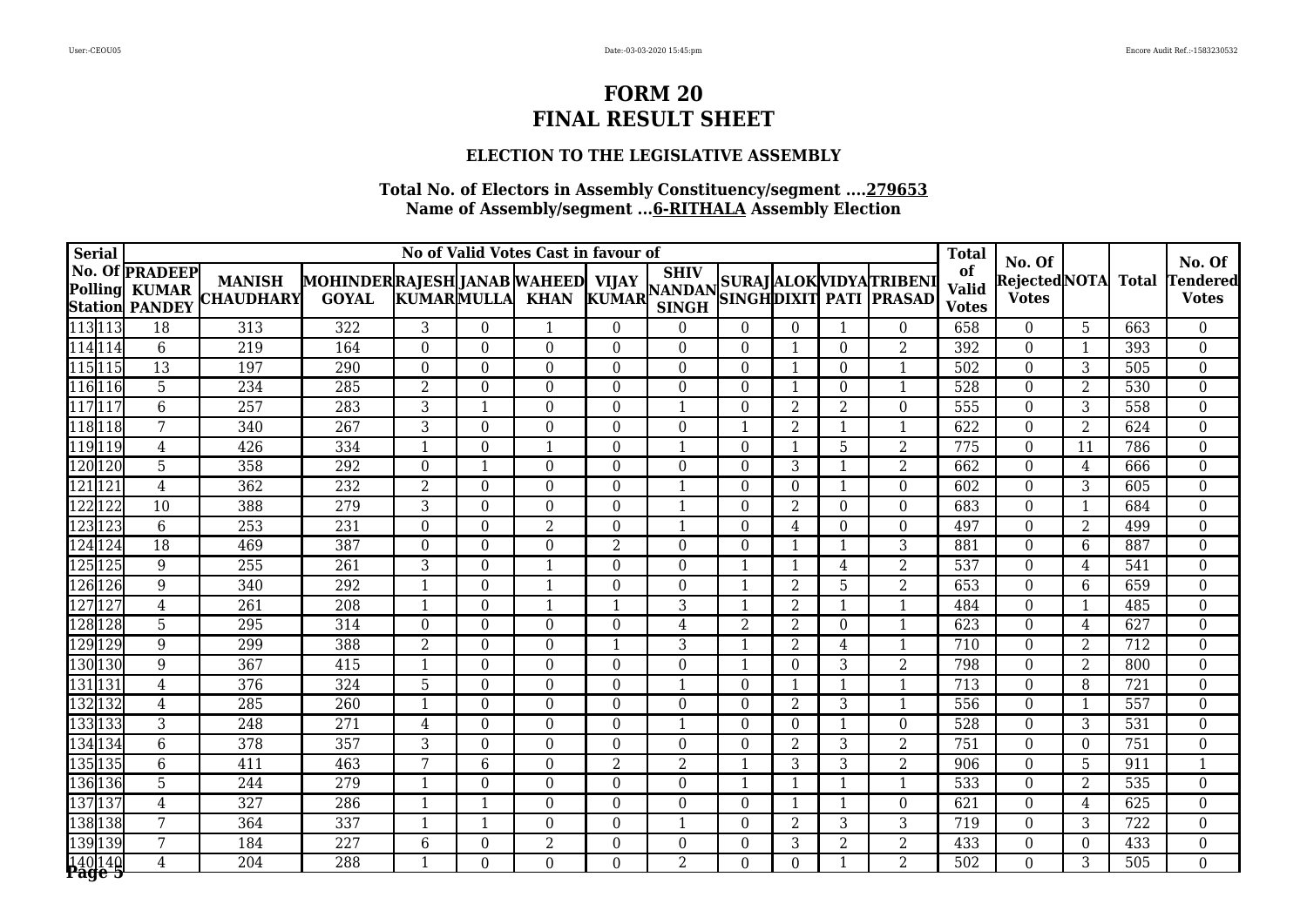# FORM 20
# FINAL RESULT SHEET

### ELECTION TO THE LEGISLATIVE ASSEMBLY

**Total No. of Electors in Assembly Constituency/segment ....279653**
**Name of Assembly/segment ...6-RITHALA Assembly Election**

| Serial No. Of Polling Station | | No of Valid Votes Cast in favour of | | | | | | | | | | | | Total of Valid Votes | No. Of Rejected Votes | NOTA | Total | No. Of Tendered Votes |
|---|---|---|---|---|---|---|---|---|---|---|---|---|---|---|---|---|---|---|
| | | PRADEEP KUMAR PANDEY | MANISH CHAUDHARY | MOHINDER GOYAL | RAJESH KUMAR | JANAB MULLA | WAHEED KHAN | VIJAY KUMAR | SHIV NANDAN SINGH | SURAJ SINGH | ALOK DIXIT | VIDYA PATI | TRIBENI PRASAD | | | | | |
| 113 | 113 | 18 | 313 | 322 | 3 | 0 | 1 | 0 | 0 | 0 | 0 | 1 | 0 | 658 | 0 | 5 | 663 | 0 |
| 114 | 114 | 6 | 219 | 164 | 0 | 0 | 0 | 0 | 0 | 0 | 1 | 0 | 2 | 392 | 0 | 1 | 393 | 0 |
| 115 | 115 | 13 | 197 | 290 | 0 | 0 | 0 | 0 | 0 | 0 | 1 | 0 | 1 | 502 | 0 | 3 | 505 | 0 |
| 116 | 116 | 5 | 234 | 285 | 2 | 0 | 0 | 0 | 0 | 0 | 1 | 0 | 1 | 528 | 0 | 2 | 530 | 0 |
| 117 | 117 | 6 | 257 | 283 | 3 | 1 | 0 | 0 | 1 | 0 | 2 | 2 | 0 | 555 | 0 | 3 | 558 | 0 |
| 118 | 118 | 7 | 340 | 267 | 3 | 0 | 0 | 0 | 0 | 1 | 2 | 1 | 1 | 622 | 0 | 2 | 624 | 0 |
| 119 | 119 | 4 | 426 | 334 | 1 | 0 | 1 | 0 | 1 | 0 | 1 | 5 | 2 | 775 | 0 | 11 | 786 | 0 |
| 120 | 120 | 5 | 358 | 292 | 0 | 1 | 0 | 0 | 0 | 0 | 3 | 1 | 2 | 662 | 0 | 4 | 666 | 0 |
| 121 | 121 | 4 | 362 | 232 | 2 | 0 | 0 | 0 | 1 | 0 | 0 | 1 | 0 | 602 | 0 | 3 | 605 | 0 |
| 122 | 122 | 10 | 388 | 279 | 3 | 0 | 0 | 0 | 1 | 0 | 2 | 0 | 0 | 683 | 0 | 1 | 684 | 0 |
| 123 | 123 | 6 | 253 | 231 | 0 | 0 | 2 | 0 | 1 | 0 | 4 | 0 | 0 | 497 | 0 | 2 | 499 | 0 |
| 124 | 124 | 18 | 469 | 387 | 0 | 0 | 0 | 2 | 0 | 0 | 1 | 1 | 3 | 881 | 0 | 6 | 887 | 0 |
| 125 | 125 | 9 | 255 | 261 | 3 | 0 | 1 | 0 | 0 | 1 | 1 | 4 | 2 | 537 | 0 | 4 | 541 | 0 |
| 126 | 126 | 9 | 340 | 292 | 1 | 0 | 1 | 0 | 0 | 1 | 2 | 5 | 2 | 653 | 0 | 6 | 659 | 0 |
| 127 | 127 | 4 | 261 | 208 | 1 | 0 | 1 | 1 | 3 | 1 | 2 | 1 | 1 | 484 | 0 | 1 | 485 | 0 |
| 128 | 128 | 5 | 295 | 314 | 0 | 0 | 0 | 0 | 4 | 2 | 2 | 0 | 1 | 623 | 0 | 4 | 627 | 0 |
| 129 | 129 | 9 | 299 | 388 | 2 | 0 | 0 | 1 | 3 | 1 | 2 | 4 | 1 | 710 | 0 | 2 | 712 | 0 |
| 130 | 130 | 9 | 367 | 415 | 1 | 0 | 0 | 0 | 0 | 1 | 0 | 3 | 2 | 798 | 0 | 2 | 800 | 0 |
| 131 | 131 | 4 | 376 | 324 | 5 | 0 | 0 | 0 | 1 | 0 | 1 | 1 | 1 | 713 | 0 | 8 | 721 | 0 |
| 132 | 132 | 4 | 285 | 260 | 1 | 0 | 0 | 0 | 0 | 0 | 2 | 3 | 1 | 556 | 0 | 1 | 557 | 0 |
| 133 | 133 | 3 | 248 | 271 | 4 | 0 | 0 | 0 | 1 | 0 | 0 | 1 | 0 | 528 | 0 | 3 | 531 | 0 |
| 134 | 134 | 6 | 378 | 357 | 3 | 0 | 0 | 0 | 0 | 0 | 2 | 3 | 2 | 751 | 0 | 0 | 751 | 0 |
| 135 | 135 | 6 | 411 | 463 | 7 | 6 | 0 | 2 | 2 | 1 | 3 | 3 | 2 | 906 | 0 | 5 | 911 | 1 |
| 136 | 136 | 5 | 244 | 279 | 1 | 0 | 0 | 0 | 0 | 1 | 1 | 1 | 1 | 533 | 0 | 2 | 535 | 0 |
| 137 | 137 | 4 | 327 | 286 | 1 | 1 | 0 | 0 | 0 | 0 | 1 | 1 | 0 | 621 | 0 | 4 | 625 | 0 |
| 138 | 138 | 7 | 364 | 337 | 1 | 1 | 0 | 0 | 1 | 0 | 2 | 3 | 3 | 719 | 0 | 3 | 722 | 0 |
| 139 | 139 | 7 | 184 | 227 | 6 | 0 | 2 | 0 | 0 | 0 | 3 | 2 | 2 | 433 | 0 | 0 | 433 | 0 |
| 140 | 140 | 4 | 204 | 288 | 1 | 0 | 0 | 0 | 2 | 0 | 0 | 1 | 2 | 502 | 0 | 3 | 505 | 0 |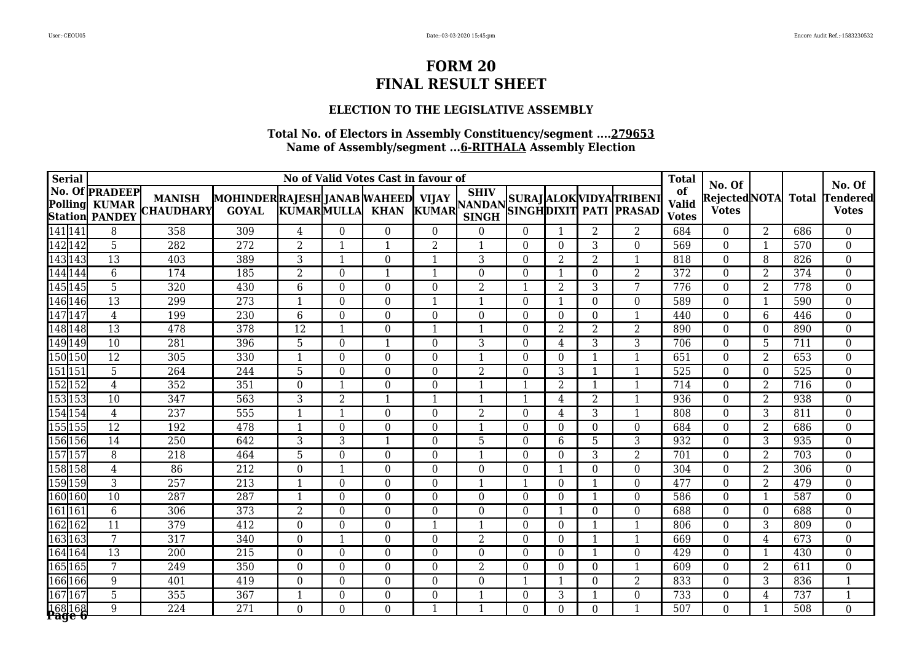# FORM 20
# FINAL RESULT SHEET

### ELECTION TO THE LEGISLATIVE ASSEMBLY

**Total No. of Electors in Assembly Constituency/segment ....279653**
**Name of Assembly/segment ...6-RITHALA Assembly Election**

| Serial No. Of Polling Station | | No of Valid Votes Cast in favour of | | | | | | | | | | | | Total of Valid Votes | No. Of Rejected Votes | NOTA | Total | No. Of Tendered Votes |
|---|---|---|---|---|---|---|---|---|---|---|---|---|---|---|---|---|---|---|
| | | PRADEEP KUMAR PANDEY | MANISH CHAUDHARY | MOHINDER GOYAL | RAJESH KUMAR | JANAB MULLA | WAHEED KHAN | VIJAY KUMAR | SHIV NANDAN SINGH | SURAJ SINGH | ALOK DIXIT | VIDYA PATI | TRIBENI PRASAD | | | | | |
| 141 | 141 | 8 | 358 | 309 | 4 | 0 | 0 | 0 | 0 | 0 | 1 | 2 | 2 | 684 | 0 | 2 | 686 | 0 |
| 142 | 142 | 5 | 282 | 272 | 2 | 1 | 1 | 2 | 1 | 0 | 0 | 3 | 0 | 569 | 0 | 1 | 570 | 0 |
| 143 | 143 | 13 | 403 | 389 | 3 | 1 | 0 | 1 | 3 | 0 | 2 | 2 | 1 | 818 | 0 | 8 | 826 | 0 |
| 144 | 144 | 6 | 174 | 185 | 2 | 0 | 1 | 1 | 0 | 0 | 1 | 0 | 2 | 372 | 0 | 2 | 374 | 0 |
| 145 | 145 | 5 | 320 | 430 | 6 | 0 | 0 | 0 | 2 | 1 | 2 | 3 | 7 | 776 | 0 | 2 | 778 | 0 |
| 146 | 146 | 13 | 299 | 273 | 1 | 0 | 0 | 1 | 1 | 0 | 1 | 0 | 0 | 589 | 0 | 1 | 590 | 0 |
| 147 | 147 | 4 | 199 | 230 | 6 | 0 | 0 | 0 | 0 | 0 | 0 | 0 | 1 | 440 | 0 | 6 | 446 | 0 |
| 148 | 148 | 13 | 478 | 378 | 12 | 1 | 0 | 1 | 1 | 0 | 2 | 2 | 2 | 890 | 0 | 0 | 890 | 0 |
| 149 | 149 | 10 | 281 | 396 | 5 | 0 | 1 | 0 | 3 | 0 | 4 | 3 | 3 | 706 | 0 | 5 | 711 | 0 |
| 150 | 150 | 12 | 305 | 330 | 1 | 0 | 0 | 0 | 1 | 0 | 0 | 1 | 1 | 651 | 0 | 2 | 653 | 0 |
| 151 | 151 | 5 | 264 | 244 | 5 | 0 | 0 | 0 | 2 | 0 | 3 | 1 | 1 | 525 | 0 | 0 | 525 | 0 |
| 152 | 152 | 4 | 352 | 351 | 0 | 1 | 0 | 0 | 1 | 1 | 2 | 1 | 1 | 714 | 0 | 2 | 716 | 0 |
| 153 | 153 | 10 | 347 | 563 | 3 | 2 | 1 | 1 | 1 | 1 | 4 | 2 | 1 | 936 | 0 | 2 | 938 | 0 |
| 154 | 154 | 4 | 237 | 555 | 1 | 1 | 0 | 0 | 2 | 0 | 4 | 3 | 1 | 808 | 0 | 3 | 811 | 0 |
| 155 | 155 | 12 | 192 | 478 | 1 | 0 | 0 | 0 | 1 | 0 | 0 | 0 | 0 | 684 | 0 | 2 | 686 | 0 |
| 156 | 156 | 14 | 250 | 642 | 3 | 3 | 1 | 0 | 5 | 0 | 6 | 5 | 3 | 932 | 0 | 3 | 935 | 0 |
| 157 | 157 | 8 | 218 | 464 | 5 | 0 | 0 | 0 | 1 | 0 | 0 | 3 | 2 | 701 | 0 | 2 | 703 | 0 |
| 158 | 158 | 4 | 86 | 212 | 0 | 1 | 0 | 0 | 0 | 0 | 1 | 0 | 0 | 304 | 0 | 2 | 306 | 0 |
| 159 | 159 | 3 | 257 | 213 | 1 | 0 | 0 | 0 | 1 | 1 | 0 | 1 | 0 | 477 | 0 | 2 | 479 | 0 |
| 160 | 160 | 10 | 287 | 287 | 1 | 0 | 0 | 0 | 0 | 0 | 0 | 1 | 0 | 586 | 0 | 1 | 587 | 0 |
| 161 | 161 | 6 | 306 | 373 | 2 | 0 | 0 | 0 | 0 | 0 | 1 | 0 | 0 | 688 | 0 | 0 | 688 | 0 |
| 162 | 162 | 11 | 379 | 412 | 0 | 0 | 0 | 1 | 1 | 0 | 0 | 1 | 1 | 806 | 0 | 3 | 809 | 0 |
| 163 | 163 | 7 | 317 | 340 | 0 | 1 | 0 | 0 | 2 | 0 | 0 | 1 | 1 | 669 | 0 | 4 | 673 | 0 |
| 164 | 164 | 13 | 200 | 215 | 0 | 0 | 0 | 0 | 0 | 0 | 0 | 1 | 0 | 429 | 0 | 1 | 430 | 0 |
| 165 | 165 | 7 | 249 | 350 | 0 | 0 | 0 | 0 | 2 | 0 | 0 | 0 | 1 | 609 | 0 | 2 | 611 | 0 |
| 166 | 166 | 9 | 401 | 419 | 0 | 0 | 0 | 0 | 0 | 1 | 1 | 0 | 2 | 833 | 0 | 3 | 836 | 1 |
| 167 | 167 | 5 | 355 | 367 | 1 | 0 | 0 | 0 | 1 | 0 | 3 | 1 | 0 | 733 | 0 | 4 | 737 | 1 |
| 168 | 168 | 9 | 224 | 271 | 0 | 0 | 0 | 1 | 1 | 0 | 0 | 0 | 1 | 507 | 0 | 1 | 508 | 0 |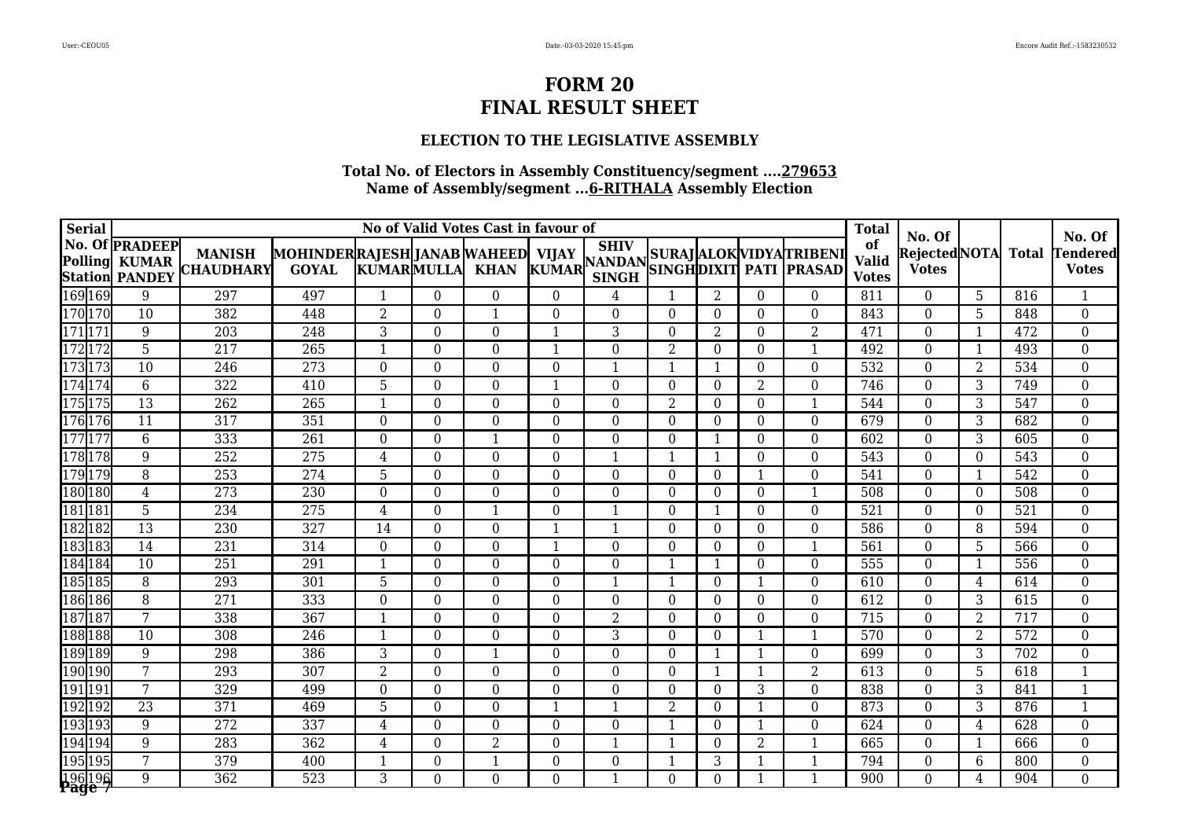# FORM 20
# FINAL RESULT SHEET

### ELECTION TO THE LEGISLATIVE ASSEMBLY

**Total No. of Electors in Assembly Constituency/segment ....279653**
**Name of Assembly/segment ...6-RITHALA Assembly Election**

| Serial No. Of Polling Station | | No of Valid Votes Cast in favour of | | | | | | | | | | | | Total of Valid Votes | No. Of Rejected Votes | NOTA | Total | No. Of Tendered Votes |
|---|---|---|---|---|---|---|---|---|---|---|---|---|---|---|---|---|---|---|
| | | PRADEEP KUMAR PANDEY | MANISH CHAUDHARY | MOHINDER GOYAL | RAJESH KUMAR | JANAB MULLA | WAHEED KHAN | VIJAY KUMAR | SHIV NANDAN SINGH | SURAJ SINGH | ALOK DIXIT | VIDYA PATI | TRIBENI PRASAD | | | | | |
| 169 | 169 | 9 | 297 | 497 | 1 | 0 | 0 | 0 | 4 | 1 | 2 | 0 | 0 | 811 | 0 | 5 | 816 | 1 |
| 170 | 170 | 10 | 382 | 448 | 2 | 0 | 1 | 0 | 0 | 0 | 0 | 0 | 0 | 843 | 0 | 5 | 848 | 0 |
| 171 | 171 | 9 | 203 | 248 | 3 | 0 | 0 | 1 | 3 | 0 | 2 | 0 | 2 | 471 | 0 | 1 | 472 | 0 |
| 172 | 172 | 5 | 217 | 265 | 1 | 0 | 0 | 1 | 0 | 2 | 0 | 0 | 1 | 492 | 0 | 1 | 493 | 0 |
| 173 | 173 | 10 | 246 | 273 | 0 | 0 | 0 | 0 | 1 | 1 | 1 | 0 | 0 | 532 | 0 | 2 | 534 | 0 |
| 174 | 174 | 6 | 322 | 410 | 5 | 0 | 0 | 1 | 0 | 0 | 0 | 2 | 0 | 746 | 0 | 3 | 749 | 0 |
| 175 | 175 | 13 | 262 | 265 | 1 | 0 | 0 | 0 | 0 | 2 | 0 | 0 | 1 | 544 | 0 | 3 | 547 | 0 |
| 176 | 176 | 11 | 317 | 351 | 0 | 0 | 0 | 0 | 0 | 0 | 0 | 0 | 0 | 679 | 0 | 3 | 682 | 0 |
| 177 | 177 | 6 | 333 | 261 | 0 | 0 | 1 | 0 | 0 | 0 | 1 | 0 | 0 | 602 | 0 | 3 | 605 | 0 |
| 178 | 178 | 9 | 252 | 275 | 4 | 0 | 0 | 0 | 1 | 1 | 1 | 0 | 0 | 543 | 0 | 0 | 543 | 0 |
| 179 | 179 | 8 | 253 | 274 | 5 | 0 | 0 | 0 | 0 | 0 | 0 | 1 | 0 | 541 | 0 | 1 | 542 | 0 |
| 180 | 180 | 4 | 273 | 230 | 0 | 0 | 0 | 0 | 0 | 0 | 0 | 0 | 1 | 508 | 0 | 0 | 508 | 0 |
| 181 | 181 | 5 | 234 | 275 | 4 | 0 | 1 | 0 | 1 | 0 | 1 | 0 | 0 | 521 | 0 | 0 | 521 | 0 |
| 182 | 182 | 13 | 230 | 327 | 14 | 0 | 0 | 1 | 1 | 0 | 0 | 0 | 0 | 586 | 0 | 8 | 594 | 0 |
| 183 | 183 | 14 | 231 | 314 | 0 | 0 | 0 | 1 | 0 | 0 | 0 | 0 | 1 | 561 | 0 | 5 | 566 | 0 |
| 184 | 184 | 10 | 251 | 291 | 1 | 0 | 0 | 0 | 0 | 1 | 1 | 0 | 0 | 555 | 0 | 1 | 556 | 0 |
| 185 | 185 | 8 | 293 | 301 | 5 | 0 | 0 | 0 | 1 | 1 | 0 | 1 | 0 | 610 | 0 | 4 | 614 | 0 |
| 186 | 186 | 8 | 271 | 333 | 0 | 0 | 0 | 0 | 0 | 0 | 0 | 0 | 0 | 612 | 0 | 3 | 615 | 0 |
| 187 | 187 | 7 | 338 | 367 | 1 | 0 | 0 | 0 | 2 | 0 | 0 | 0 | 0 | 715 | 0 | 2 | 717 | 0 |
| 188 | 188 | 10 | 308 | 246 | 1 | 0 | 0 | 0 | 3 | 0 | 0 | 1 | 1 | 570 | 0 | 2 | 572 | 0 |
| 189 | 189 | 9 | 298 | 386 | 3 | 0 | 1 | 0 | 0 | 0 | 1 | 1 | 0 | 699 | 0 | 3 | 702 | 0 |
| 190 | 190 | 7 | 293 | 307 | 2 | 0 | 0 | 0 | 0 | 0 | 1 | 1 | 2 | 613 | 0 | 5 | 618 | 1 |
| 191 | 191 | 7 | 329 | 499 | 0 | 0 | 0 | 0 | 0 | 0 | 0 | 3 | 0 | 838 | 0 | 3 | 841 | 1 |
| 192 | 192 | 23 | 371 | 469 | 5 | 0 | 0 | 1 | 1 | 2 | 0 | 1 | 0 | 873 | 0 | 3 | 876 | 1 |
| 193 | 193 | 9 | 272 | 337 | 4 | 0 | 0 | 0 | 0 | 1 | 0 | 1 | 0 | 624 | 0 | 4 | 628 | 0 |
| 194 | 194 | 9 | 283 | 362 | 4 | 0 | 2 | 0 | 1 | 1 | 0 | 2 | 1 | 665 | 0 | 1 | 666 | 0 |
| 195 | 195 | 7 | 379 | 400 | 1 | 0 | 1 | 0 | 0 | 1 | 3 | 1 | 1 | 794 | 0 | 6 | 800 | 0 |
| 196 | 196 | 9 | 362 | 523 | 3 | 0 | 0 | 0 | 1 | 0 | 0 | 1 | 1 | 900 | 0 | 4 | 904 | 0 |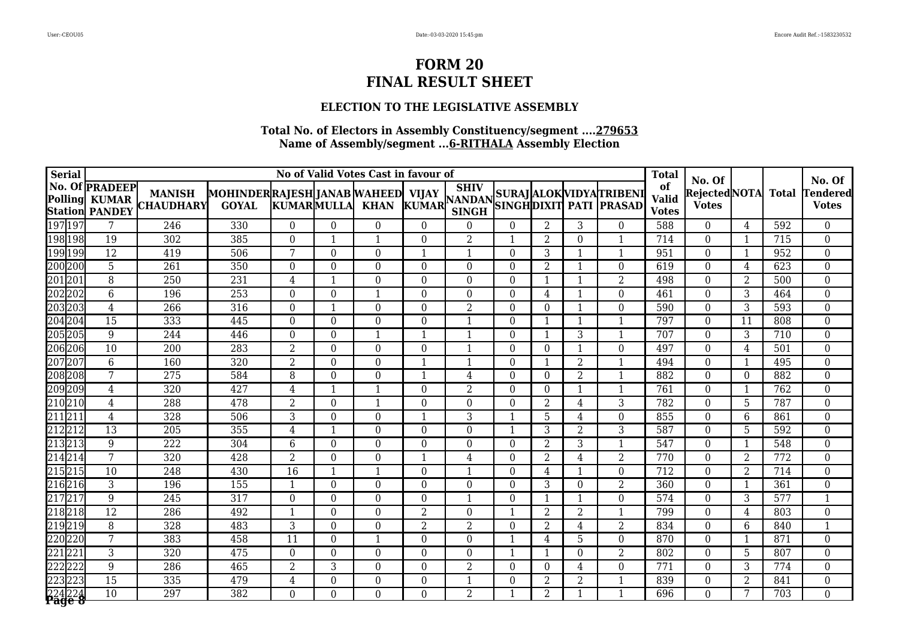# FORM 20
# FINAL RESULT SHEET

### ELECTION TO THE LEGISLATIVE ASSEMBLY

**Total No. of Electors in Assembly Constituency/segment ....279653**
**Name of Assembly/segment ...6-RITHALA Assembly Election**

| Serial No. Of Polling Station | | No of Valid Votes Cast in favour of | | | | | | | | | | | | Total of Valid Votes | No. Of Rejected Votes | NOTA | Total | No. Of Tendered Votes |
|---|---|---|---|---|---|---|---|---|---|---|---|---|---|---|---|---|---|---|
| | | PRADEEP KUMAR PANDEY | MANISH CHAUDHARY | MOHINDER GOYAL | RAJESH KUMAR | JANAB MULLA | WAHEED KHAN | VIJAY KUMAR | SHIV NANDAN SINGH | SURAJ SINGH | ALOK DIXIT | VIDYA PATI | TRIBENI PRASAD | | | | | |
| 197 | 197 | 7 | 246 | 330 | 0 | 0 | 0 | 0 | 0 | 0 | 2 | 3 | 0 | 588 | 0 | 4 | 592 | 0 |
| 198 | 198 | 19 | 302 | 385 | 0 | 1 | 1 | 0 | 2 | 1 | 2 | 0 | 1 | 714 | 0 | 1 | 715 | 0 |
| 199 | 199 | 12 | 419 | 506 | 7 | 0 | 0 | 1 | 1 | 0 | 3 | 1 | 1 | 951 | 0 | 1 | 952 | 0 |
| 200 | 200 | 5 | 261 | 350 | 0 | 0 | 0 | 0 | 0 | 0 | 2 | 1 | 0 | 619 | 0 | 4 | 623 | 0 |
| 201 | 201 | 8 | 250 | 231 | 4 | 1 | 0 | 0 | 0 | 0 | 1 | 1 | 2 | 498 | 0 | 2 | 500 | 0 |
| 202 | 202 | 6 | 196 | 253 | 0 | 0 | 1 | 0 | 0 | 0 | 4 | 1 | 0 | 461 | 0 | 3 | 464 | 0 |
| 203 | 203 | 4 | 266 | 316 | 0 | 1 | 0 | 0 | 2 | 0 | 0 | 1 | 0 | 590 | 0 | 3 | 593 | 0 |
| 204 | 204 | 15 | 333 | 445 | 0 | 0 | 0 | 0 | 1 | 0 | 1 | 1 | 1 | 797 | 0 | 11 | 808 | 0 |
| 205 | 205 | 9 | 244 | 446 | 0 | 0 | 1 | 1 | 1 | 0 | 1 | 3 | 1 | 707 | 0 | 3 | 710 | 0 |
| 206 | 206 | 10 | 200 | 283 | 2 | 0 | 0 | 0 | 1 | 0 | 0 | 1 | 0 | 497 | 0 | 4 | 501 | 0 |
| 207 | 207 | 6 | 160 | 320 | 2 | 0 | 0 | 1 | 1 | 0 | 1 | 2 | 1 | 494 | 0 | 1 | 495 | 0 |
| 208 | 208 | 7 | 275 | 584 | 8 | 0 | 0 | 1 | 4 | 0 | 0 | 2 | 1 | 882 | 0 | 0 | 882 | 0 |
| 209 | 209 | 4 | 320 | 427 | 4 | 1 | 1 | 0 | 2 | 0 | 0 | 1 | 1 | 761 | 0 | 1 | 762 | 0 |
| 210 | 210 | 4 | 288 | 478 | 2 | 0 | 1 | 0 | 0 | 0 | 2 | 4 | 3 | 782 | 0 | 5 | 787 | 0 |
| 211 | 211 | 4 | 328 | 506 | 3 | 0 | 0 | 1 | 3 | 1 | 5 | 4 | 0 | 855 | 0 | 6 | 861 | 0 |
| 212 | 212 | 13 | 205 | 355 | 4 | 1 | 0 | 0 | 0 | 1 | 3 | 2 | 3 | 587 | 0 | 5 | 592 | 0 |
| 213 | 213 | 9 | 222 | 304 | 6 | 0 | 0 | 0 | 0 | 0 | 2 | 3 | 1 | 547 | 0 | 1 | 548 | 0 |
| 214 | 214 | 7 | 320 | 428 | 2 | 0 | 0 | 1 | 4 | 0 | 2 | 4 | 2 | 770 | 0 | 2 | 772 | 0 |
| 215 | 215 | 10 | 248 | 430 | 16 | 1 | 1 | 0 | 1 | 0 | 4 | 1 | 0 | 712 | 0 | 2 | 714 | 0 |
| 216 | 216 | 3 | 196 | 155 | 1 | 0 | 0 | 0 | 0 | 0 | 3 | 0 | 2 | 360 | 0 | 1 | 361 | 0 |
| 217 | 217 | 9 | 245 | 317 | 0 | 0 | 0 | 0 | 1 | 0 | 1 | 1 | 0 | 574 | 0 | 3 | 577 | 1 |
| 218 | 218 | 12 | 286 | 492 | 1 | 0 | 0 | 2 | 0 | 1 | 2 | 2 | 1 | 799 | 0 | 4 | 803 | 0 |
| 219 | 219 | 8 | 328 | 483 | 3 | 0 | 0 | 2 | 2 | 0 | 2 | 4 | 2 | 834 | 0 | 6 | 840 | 1 |
| 220 | 220 | 7 | 383 | 458 | 11 | 0 | 1 | 0 | 0 | 1 | 4 | 5 | 0 | 870 | 0 | 1 | 871 | 0 |
| 221 | 221 | 3 | 320 | 475 | 0 | 0 | 0 | 0 | 0 | 1 | 1 | 0 | 2 | 802 | 0 | 5 | 807 | 0 |
| 222 | 222 | 9 | 286 | 465 | 2 | 3 | 0 | 0 | 2 | 0 | 0 | 4 | 0 | 771 | 0 | 3 | 774 | 0 |
| 223 | 223 | 15 | 335 | 479 | 4 | 0 | 0 | 0 | 1 | 0 | 2 | 2 | 1 | 839 | 0 | 2 | 841 | 0 |
| 224 | 224 | 10 | 297 | 382 | 0 | 0 | 0 | 0 | 2 | 1 | 2 | 1 | 1 | 696 | 0 | 7 | 703 | 0 |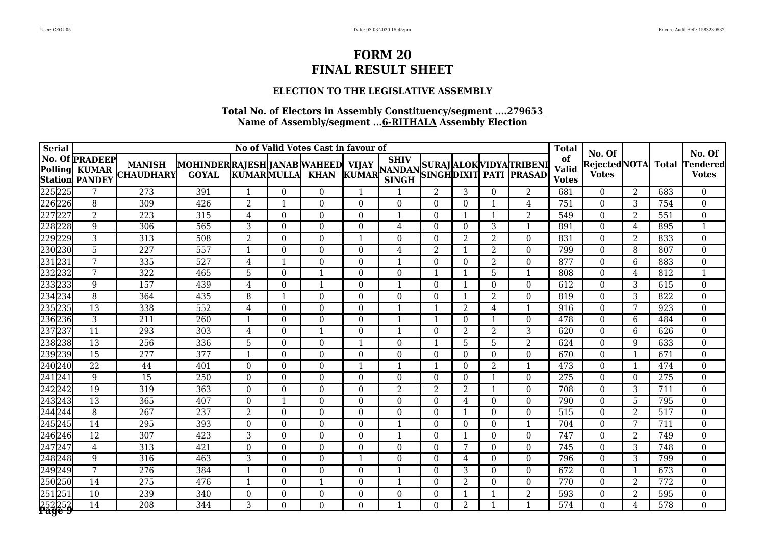# FORM 20
# FINAL RESULT SHEET

### ELECTION TO THE LEGISLATIVE ASSEMBLY

**Total No. of Electors in Assembly Constituency/segment ....279653**
**Name of Assembly/segment ...6-RITHALA Assembly Election**

| Serial No. Of Polling Station | | No of Valid Votes Cast in favour of | | | | | | | | | | | | Total of Valid Votes | No. Of Rejected Votes | NOTA | Total | No. Of Tendered Votes |
|---|---|---|---|---|---|---|---|---|---|---|---|---|---|---|---|---|---|---|
| | | PRADEEP KUMAR PANDEY | MANISH CHAUDHARY | MOHINDER GOYAL | RAJESH KUMAR | JANAB MULLA | WAHEED KHAN | VIJAY KUMAR | SHIV NANDAN SINGH | SURAJ SINGH | ALOK DIXIT | VIDYA PATI | TRIBENI PRASAD | | | | | |
| 225 | 225 | 7 | 273 | 391 | 1 | 0 | 0 | 1 | 1 | 2 | 3 | 0 | 2 | 681 | 0 | 2 | 683 | 0 |
| 226 | 226 | 8 | 309 | 426 | 2 | 1 | 0 | 0 | 0 | 0 | 0 | 1 | 4 | 751 | 0 | 3 | 754 | 0 |
| 227 | 227 | 2 | 223 | 315 | 4 | 0 | 0 | 0 | 1 | 0 | 1 | 1 | 2 | 549 | 0 | 2 | 551 | 0 |
| 228 | 228 | 9 | 306 | 565 | 3 | 0 | 0 | 0 | 4 | 0 | 0 | 3 | 1 | 891 | 0 | 4 | 895 | 1 |
| 229 | 229 | 3 | 313 | 508 | 2 | 0 | 0 | 1 | 0 | 0 | 2 | 2 | 0 | 831 | 0 | 2 | 833 | 0 |
| 230 | 230 | 5 | 227 | 557 | 1 | 0 | 0 | 0 | 4 | 2 | 1 | 2 | 0 | 799 | 0 | 8 | 807 | 0 |
| 231 | 231 | 7 | 335 | 527 | 4 | 1 | 0 | 0 | 1 | 0 | 0 | 2 | 0 | 877 | 0 | 6 | 883 | 0 |
| 232 | 232 | 7 | 322 | 465 | 5 | 0 | 1 | 0 | 0 | 1 | 1 | 5 | 1 | 808 | 0 | 4 | 812 | 1 |
| 233 | 233 | 9 | 157 | 439 | 4 | 0 | 1 | 0 | 1 | 0 | 1 | 0 | 0 | 612 | 0 | 3 | 615 | 0 |
| 234 | 234 | 8 | 364 | 435 | 8 | 1 | 0 | 0 | 0 | 0 | 1 | 2 | 0 | 819 | 0 | 3 | 822 | 0 |
| 235 | 235 | 13 | 338 | 552 | 4 | 0 | 0 | 0 | 1 | 1 | 2 | 4 | 1 | 916 | 0 | 7 | 923 | 0 |
| 236 | 236 | 3 | 211 | 260 | 1 | 0 | 0 | 0 | 1 | 1 | 0 | 1 | 0 | 478 | 0 | 6 | 484 | 0 |
| 237 | 237 | 11 | 293 | 303 | 4 | 0 | 1 | 0 | 1 | 0 | 2 | 2 | 3 | 620 | 0 | 6 | 626 | 0 |
| 238 | 238 | 13 | 256 | 336 | 5 | 0 | 0 | 1 | 0 | 1 | 5 | 5 | 2 | 624 | 0 | 9 | 633 | 0 |
| 239 | 239 | 15 | 277 | 377 | 1 | 0 | 0 | 0 | 0 | 0 | 0 | 0 | 0 | 670 | 0 | 1 | 671 | 0 |
| 240 | 240 | 22 | 44 | 401 | 0 | 0 | 0 | 1 | 1 | 1 | 0 | 2 | 1 | 473 | 0 | 1 | 474 | 0 |
| 241 | 241 | 9 | 15 | 250 | 0 | 0 | 0 | 0 | 0 | 0 | 0 | 1 | 0 | 275 | 0 | 0 | 275 | 0 |
| 242 | 242 | 19 | 319 | 363 | 0 | 0 | 0 | 0 | 2 | 2 | 2 | 1 | 0 | 708 | 0 | 3 | 711 | 0 |
| 243 | 243 | 13 | 365 | 407 | 0 | 1 | 0 | 0 | 0 | 0 | 4 | 0 | 0 | 790 | 0 | 5 | 795 | 0 |
| 244 | 244 | 8 | 267 | 237 | 2 | 0 | 0 | 0 | 0 | 0 | 1 | 0 | 0 | 515 | 0 | 2 | 517 | 0 |
| 245 | 245 | 14 | 295 | 393 | 0 | 0 | 0 | 0 | 1 | 0 | 0 | 0 | 1 | 704 | 0 | 7 | 711 | 0 |
| 246 | 246 | 12 | 307 | 423 | 3 | 0 | 0 | 0 | 1 | 0 | 1 | 0 | 0 | 747 | 0 | 2 | 749 | 0 |
| 247 | 247 | 4 | 313 | 421 | 0 | 0 | 0 | 0 | 0 | 0 | 7 | 0 | 0 | 745 | 0 | 3 | 748 | 0 |
| 248 | 248 | 9 | 316 | 463 | 3 | 0 | 0 | 1 | 0 | 0 | 4 | 0 | 0 | 796 | 0 | 3 | 799 | 0 |
| 249 | 249 | 7 | 276 | 384 | 1 | 0 | 0 | 0 | 1 | 0 | 3 | 0 | 0 | 672 | 0 | 1 | 673 | 0 |
| 250 | 250 | 14 | 275 | 476 | 1 | 0 | 1 | 0 | 1 | 0 | 2 | 0 | 0 | 770 | 0 | 2 | 772 | 0 |
| 251 | 251 | 10 | 239 | 340 | 0 | 0 | 0 | 0 | 0 | 0 | 1 | 1 | 2 | 593 | 0 | 2 | 595 | 0 |
| 252 | 252 | 14 | 208 | 344 | 3 | 0 | 0 | 0 | 1 | 0 | 2 | 1 | 1 | 574 | 0 | 4 | 578 | 0 |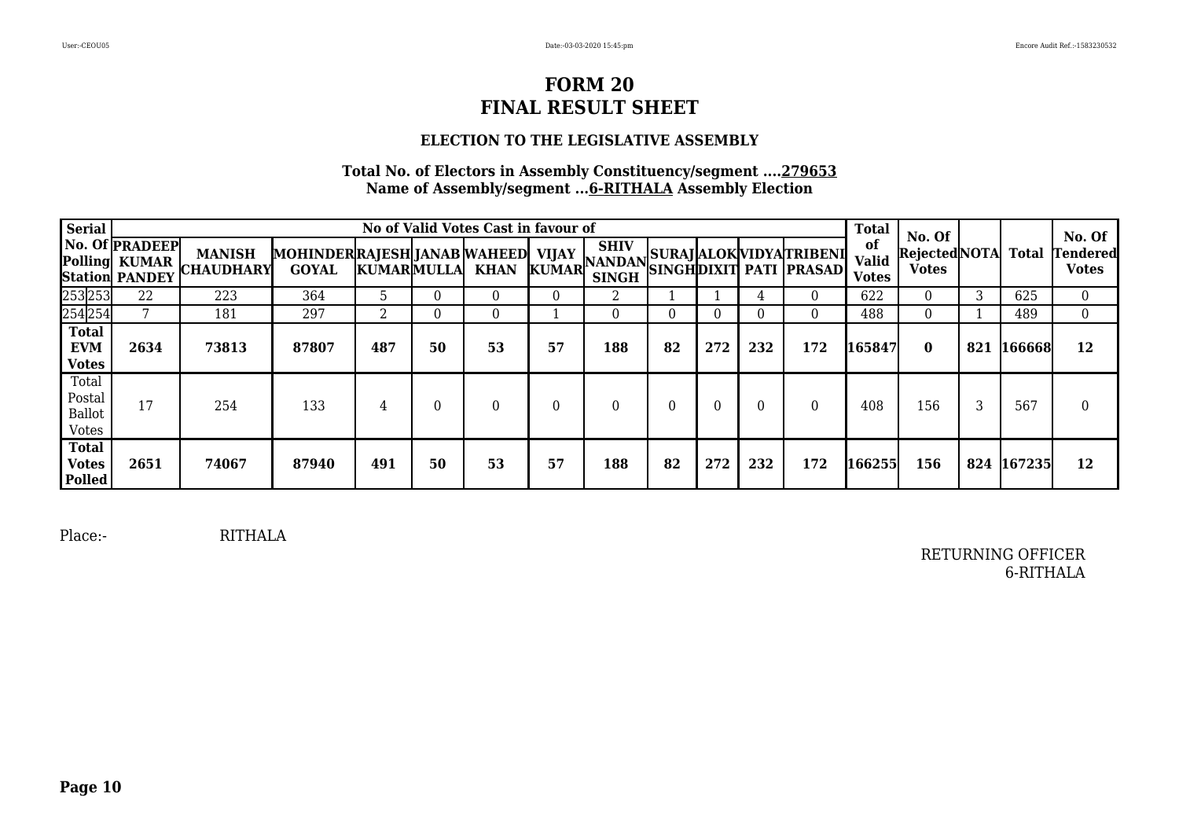# FORM 20
# FINAL RESULT SHEET

### ELECTION TO THE LEGISLATIVE ASSEMBLY

**Total No. of Electors in Assembly Constituency/segment ....279653**
**Name of Assembly/segment ...6-RITHALA Assembly Election**

| Serial No. Of Polling Station | | No of Valid Votes Cast in favour of | | | | | | | | | | | | Total of Valid Votes | No. Of Rejected Votes | NOTA | Total | No. Of Tendered Votes |
|---|---|---|---|---|---|---|---|---|---|---|---|---|---|---|---|---|---|---|
| | | PRADEEP KUMAR PANDEY | MANISH CHAUDHARY | MOHINDER GOYAL | RAJESH KUMAR | JANAB MULLA | WAHEED KHAN | VIJAY KUMAR | SHIV NANDAN SINGH | SURAJ SINGH | ALOK DIXIT | VIDYA PATI | TRIBENI PRASAD | | | | | |
| 253 | 253 | 22 | 223 | 364 | 5 | 0 | 0 | 0 | 2 | 1 | 1 | 4 | 0 | 622 | 0 | 3 | 625 | 0 |
| 254 | 254 | 7 | 181 | 297 | 2 | 0 | 0 | 1 | 0 | 0 | 0 | 0 | 0 | 488 | 0 | 1 | 489 | 0 |
| **Total EVM Votes** | | **2634** | **73813** | **87807** | **487** | **50** | **53** | **57** | **188** | **82** | **272** | **232** | **172** | **165847** | **0** | **821** | **166668** | **12** |
| Total Postal Ballot Votes | | 17 | 254 | 133 | 4 | 0 | 0 | 0 | 0 | 0 | 0 | 0 | 0 | 408 | 156 | 3 | 567 | 0 |
| **Total Votes Polled** | | **2651** | **74067** | **87940** | **491** | **50** | **53** | **57** | **188** | **82** | **272** | **232** | **172** | **166255** | **156** | **824** | **167235** | **12** |

Place:- RITHALA

RETURNING OFFICER
6-RITHALA